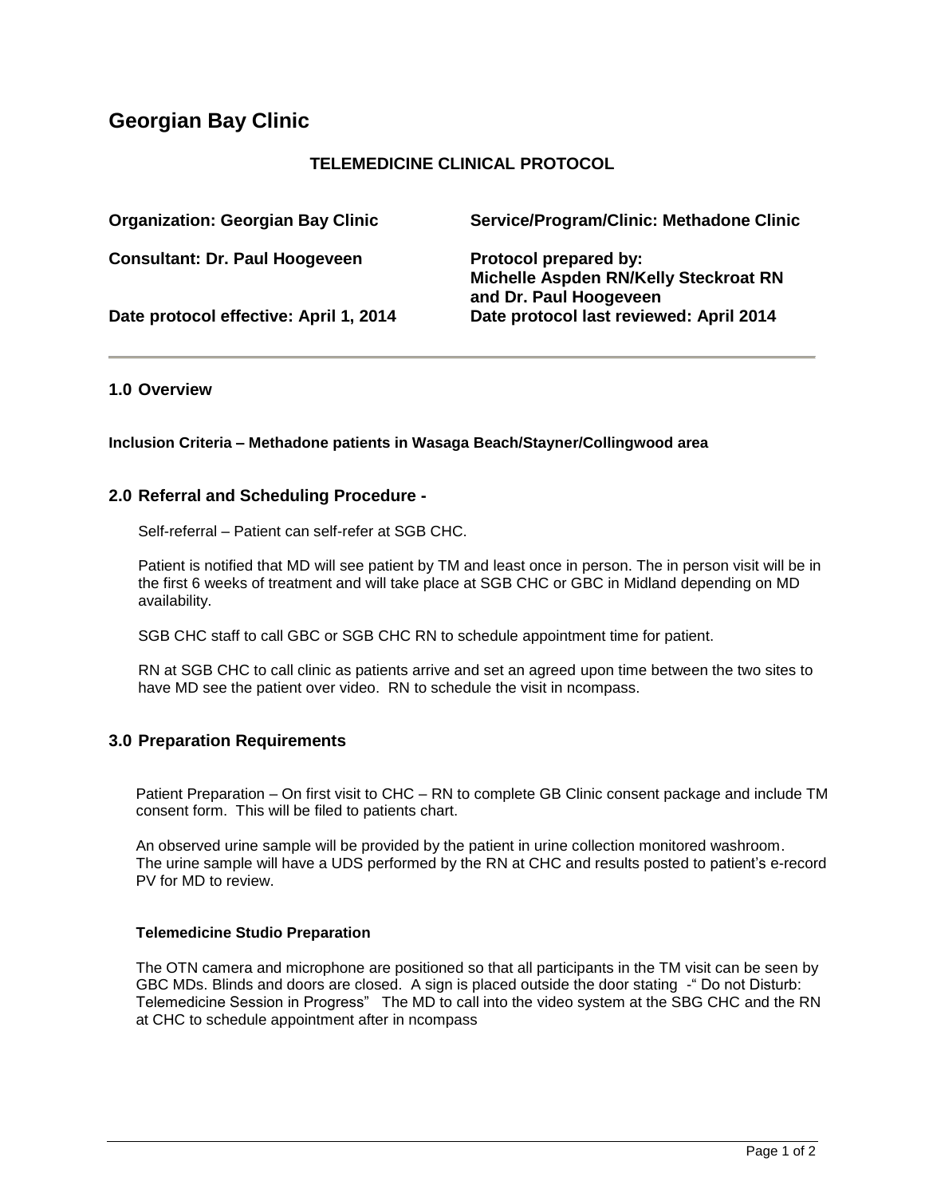# Georgian Bay Clinic

## TELEMEDICINE CLINICAL PROTOCOL

**Organization: Georgian Bay Clinic**

**Service/Program/Clinic: Methadone Clinic**

**Consultant: Dr. Paul Hoogeveen**

**Protocol prepared by: Michelle Aspden RN/Kelly Steckroat RN and Dr. Paul Hoogeveen**

**Date protocol effective: April 1, 2014**

**Date protocol last reviewed: April 2014**

---

## 1.0 Overview

**Inclusion Criteria – Methadone patients in Wasaga Beach/Stayner/Collingwood area**

## 2.0 Referral and Scheduling Procedure -

Self-referral – Patient can self-refer at SGB CHC.

Patient is notified that MD will see patient by TM and least once in person. The in person visit will be in the first 6 weeks of treatment and will take place at SGB CHC or GBC in Midland depending on MD availability.

SGB CHC staff to call GBC or SGB CHC RN to schedule appointment time for patient.

RN at SGB CHC to call clinic as patients arrive and set an agreed upon time between the two sites to have MD see the patient over video. RN to schedule the visit in ncompass.

## 3.0 Preparation Requirements

Patient Preparation – On first visit to CHC – RN to complete GB Clinic consent package and include TM consent form. This will be filed to patients chart.

An observed urine sample will be provided by the patient in urine collection monitored washroom. The urine sample will have a UDS performed by the RN at CHC and results posted to patient's e-record PV for MD to review.

### Telemedicine Studio Preparation

The OTN camera and microphone are positioned so that all participants in the TM visit can be seen by GBC MDs. Blinds and doors are closed. A sign is placed outside the door stating -" Do not Disturb: Telemedicine Session in Progress" The MD to call into the video system at the SBG CHC and the RN at CHC to schedule appointment after in ncompass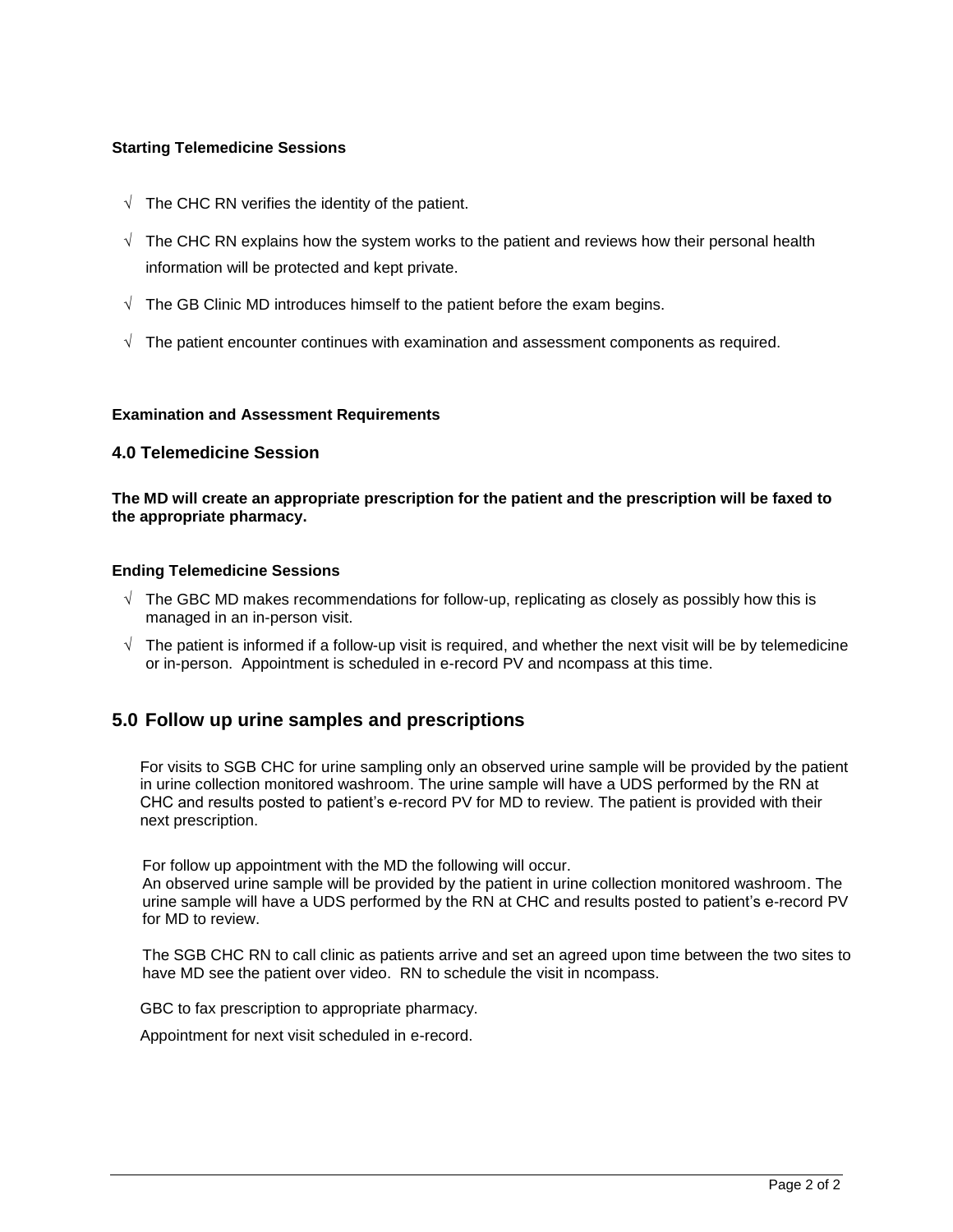**Starting Telemedicine Sessions**

- √ The CHC RN verifies the identity of the patient.
- √ The CHC RN explains how the system works to the patient and reviews how their personal health information will be protected and kept private.
- √ The GB Clinic MD introduces himself to the patient before the exam begins.
- √ The patient encounter continues with examination and assessment components as required.

**Examination and Assessment Requirements**

### 4.0 Telemedicine Session

**The MD will create an appropriate prescription for the patient and the prescription will be faxed to the appropriate pharmacy.**

**Ending Telemedicine Sessions**

- √ The GBC MD makes recommendations for follow-up, replicating as closely as possibly how this is managed in an in-person visit.
- √ The patient is informed if a follow-up visit is required, and whether the next visit will be by telemedicine or in-person. Appointment is scheduled in e-record PV and ncompass at this time.

## 5.0 Follow up urine samples and prescriptions

For visits to SGB CHC for urine sampling only an observed urine sample will be provided by the patient in urine collection monitored washroom. The urine sample will have a UDS performed by the RN at CHC and results posted to patient's e-record PV for MD to review. The patient is provided with their next prescription.

For follow up appointment with the MD the following will occur.
An observed urine sample will be provided by the patient in urine collection monitored washroom. The urine sample will have a UDS performed by the RN at CHC and results posted to patient's e-record PV for MD to review.

The SGB CHC RN to call clinic as patients arrive and set an agreed upon time between the two sites to have MD see the patient over video. RN to schedule the visit in ncompass.

GBC to fax prescription to appropriate pharmacy.

Appointment for next visit scheduled in e-record.